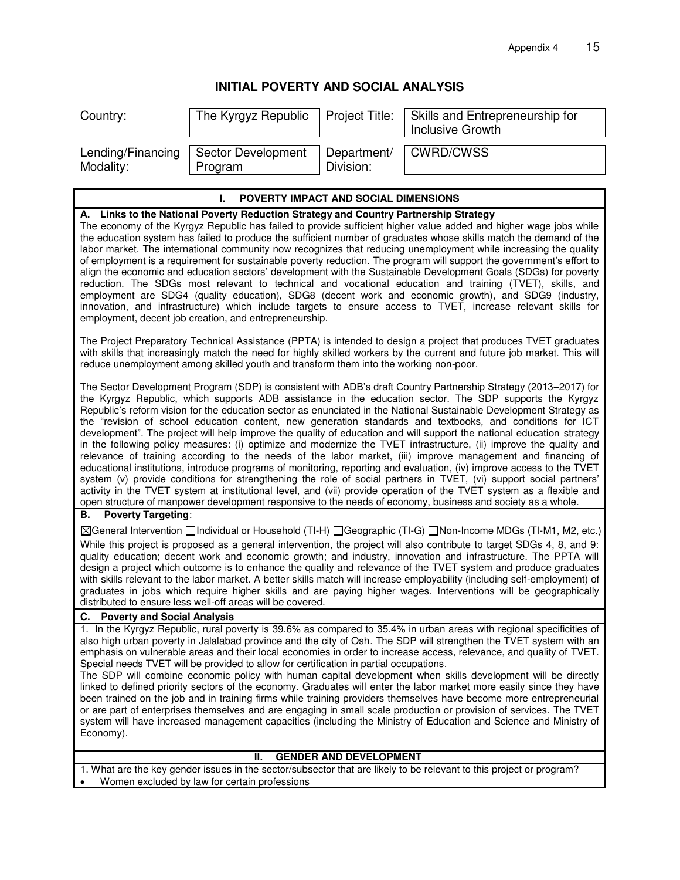# INITIAL POVERTY AND SOCIAL ANALYSIS

| Country: | The Kyrgyz Republic | Project Title: | Skills and Entrepreneurship for Inclusive Growth |
|---|---|---|---|
| Lending/Financing Modality: | Sector Development Program | Department/ Division: | CWRD/CWSS |

## I. POVERTY IMPACT AND SOCIAL DIMENSIONS

**A. Links to the National Poverty Reduction Strategy and Country Partnership Strategy**

The economy of the Kyrgyz Republic has failed to provide sufficient higher value added and higher wage jobs while the education system has failed to produce the sufficient number of graduates whose skills match the demand of the labor market. The international community now recognizes that reducing unemployment while increasing the quality of employment is a requirement for sustainable poverty reduction. The program will support the government's effort to align the economic and education sectors' development with the Sustainable Development Goals (SDGs) for poverty reduction. The SDGs most relevant to technical and vocational education and training (TVET), skills, and employment are SDG4 (quality education), SDG8 (decent work and economic growth), and SDG9 (industry, innovation, and infrastructure) which include targets to ensure access to TVET, increase relevant skills for employment, decent job creation, and entrepreneurship.

The Project Preparatory Technical Assistance (PPTA) is intended to design a project that produces TVET graduates with skills that increasingly match the need for highly skilled workers by the current and future job market. This will reduce unemployment among skilled youth and transform them into the working non-poor.

The Sector Development Program (SDP) is consistent with ADB's draft Country Partnership Strategy (2013–2017) for the Kyrgyz Republic, which supports ADB assistance in the education sector. The SDP supports the Kyrgyz Republic's reform vision for the education sector as enunciated in the National Sustainable Development Strategy as the "revision of school education content, new generation standards and textbooks, and conditions for ICT development". The project will help improve the quality of education and will support the national education strategy in the following policy measures: (i) optimize and modernize the TVET infrastructure, (ii) improve the quality and relevance of training according to the needs of the labor market, (iii) improve management and financing of educational institutions, introduce programs of monitoring, reporting and evaluation, (iv) improve access to the TVET system (v) provide conditions for strengthening the role of social partners in TVET, (vi) support social partners' activity in the TVET system at institutional level, and (vii) provide operation of the TVET system as a flexible and open structure of manpower development responsive to the needs of economy, business and society as a whole.

**B. Poverty Targeting**:

☒General Intervention ☐Individual or Household (TI-H) ☐Geographic (TI-G) ☐Non-Income MDGs (TI-M1, M2, etc.)

While this project is proposed as a general intervention, the project will also contribute to target SDGs 4, 8, and 9: quality education; decent work and economic growth; and industry, innovation and infrastructure. The PPTA will design a project which outcome is to enhance the quality and relevance of the TVET system and produce graduates with skills relevant to the labor market. A better skills match will increase employability (including self-employment) of graduates in jobs which require higher skills and are paying higher wages. Interventions will be geographically distributed to ensure less well-off areas will be covered.

**C. Poverty and Social Analysis**

1. In the Kyrgyz Republic, rural poverty is 39.6% as compared to 35.4% in urban areas with regional specificities of also high urban poverty in Jalalabad province and the city of Osh. The SDP will strengthen the TVET system with an emphasis on vulnerable areas and their local economies in order to increase access, relevance, and quality of TVET. Special needs TVET will be provided to allow for certification in partial occupations.

The SDP will combine economic policy with human capital development when skills development will be directly linked to defined priority sectors of the economy. Graduates will enter the labor market more easily since they have been trained on the job and in training firms while training providers themselves have become more entrepreneurial or are part of enterprises themselves and are engaging in small scale production or provision of services. The TVET system will have increased management capacities (including the Ministry of Education and Science and Ministry of Economy).

## II. GENDER AND DEVELOPMENT

1. What are the key gender issues in the sector/subsector that are likely to be relevant to this project or program?

- Women excluded by law for certain professions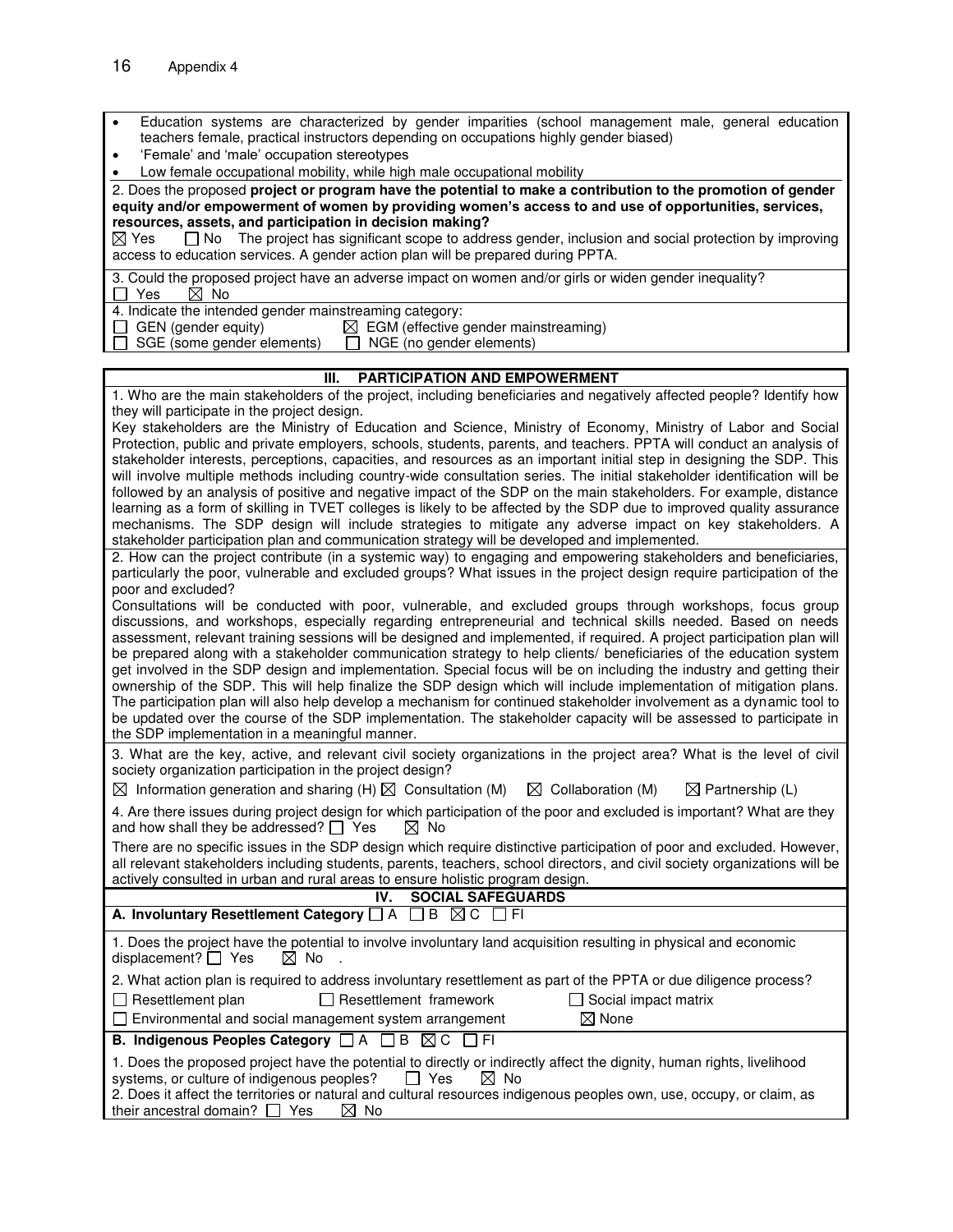- Education systems are characterized by gender imparities (school management male, general education teachers female, practical instructors depending on occupations highly gender biased)
- 'Female' and 'male' occupation stereotypes
- Low female occupational mobility, while high male occupational mobility

2. Does the proposed **project or program have the potential to make a contribution to the promotion of gender equity and/or empowerment of women by providing women's access to and use of opportunities, services, resources, assets, and participation in decision making?**

☒ Yes ☐ No The project has significant scope to address gender, inclusion and social protection by improving access to education services. A gender action plan will be prepared during PPTA.

3. Could the proposed project have an adverse impact on women and/or girls or widen gender inequality?

☐ Yes ☒ No

4. Indicate the intended gender mainstreaming category:

☐ GEN (gender equity) ☒ EGM (effective gender mainstreaming)
☐ SGE (some gender elements) ☐ NGE (no gender elements)

## III. PARTICIPATION AND EMPOWERMENT

1. Who are the main stakeholders of the project, including beneficiaries and negatively affected people? Identify how they will participate in the project design.

Key stakeholders are the Ministry of Education and Science, Ministry of Economy, Ministry of Labor and Social Protection, public and private employers, schools, students, parents, and teachers. PPTA will conduct an analysis of stakeholder interests, perceptions, capacities, and resources as an important initial step in designing the SDP. This will involve multiple methods including country-wide consultation series. The initial stakeholder identification will be followed by an analysis of positive and negative impact of the SDP on the main stakeholders. For example, distance learning as a form of skilling in TVET colleges is likely to be affected by the SDP due to improved quality assurance mechanisms. The SDP design will include strategies to mitigate any adverse impact on key stakeholders. A stakeholder participation plan and communication strategy will be developed and implemented.

2. How can the project contribute (in a systemic way) to engaging and empowering stakeholders and beneficiaries, particularly the poor, vulnerable and excluded groups? What issues in the project design require participation of the poor and excluded?

Consultations will be conducted with poor, vulnerable, and excluded groups through workshops, focus group discussions, and workshops, especially regarding entrepreneurial and technical skills needed. Based on needs assessment, relevant training sessions will be designed and implemented, if required. A project participation plan will be prepared along with a stakeholder communication strategy to help clients/ beneficiaries of the education system get involved in the SDP design and implementation. Special focus will be on including the industry and getting their ownership of the SDP. This will help finalize the SDP design which will include implementation of mitigation plans. The participation plan will also help develop a mechanism for continued stakeholder involvement as a dynamic tool to be updated over the course of the SDP implementation. The stakeholder capacity will be assessed to participate in the SDP implementation in a meaningful manner.

3. What are the key, active, and relevant civil society organizations in the project area? What is the level of civil society organization participation in the project design?

☒ Information generation and sharing (H) ☒ Consultation (M) ☒ Collaboration (M) ☒ Partnership (L)

4. Are there issues during project design for which participation of the poor and excluded is important? What are they and how shall they be addressed? ☐ Yes ☒ No

There are no specific issues in the SDP design which require distinctive participation of poor and excluded. However, all relevant stakeholders including students, parents, teachers, school directors, and civil society organizations will be actively consulted in urban and rural areas to ensure holistic program design.

## IV. SOCIAL SAFEGUARDS

**A. Involuntary Resettlement Category** ☐ A ☐ B ☒ C ☐ FI

1. Does the project have the potential to involve involuntary land acquisition resulting in physical and economic displacement? ☐ Yes ☒ No .

2. What action plan is required to address involuntary resettlement as part of the PPTA or due diligence process?

☐ Resettlement plan ☐ Resettlement framework ☐ Social impact matrix
☐ Environmental and social management system arrangement ☒ None

**B. Indigenous Peoples Category** ☐ A ☐ B ☒ C ☐ FI

1. Does the proposed project have the potential to directly or indirectly affect the dignity, human rights, livelihood systems, or culture of indigenous peoples? ☐ Yes ☒ No

2. Does it affect the territories or natural and cultural resources indigenous peoples own, use, occupy, or claim, as their ancestral domain? ☐ Yes ☒ No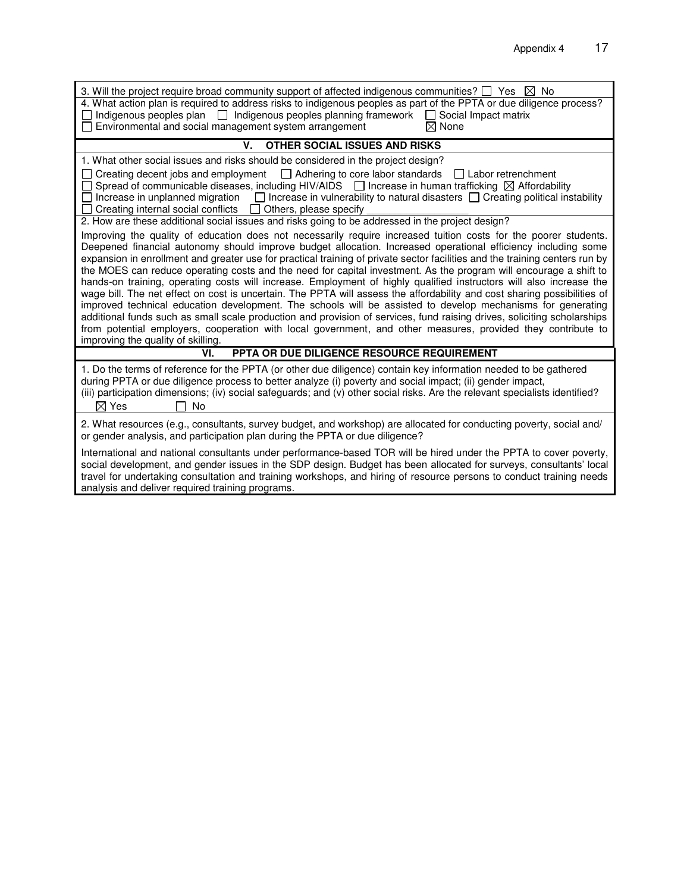3. Will the project require broad community support of affected indigenous communities? ☐ Yes ☒ No

4. What action plan is required to address risks to indigenous peoples as part of the PPTA or due diligence process?
☐ Indigenous peoples plan ☐ Indigenous peoples planning framework ☐ Social Impact matrix
☐ Environmental and social management system arrangement ☒ None

## V. OTHER SOCIAL ISSUES AND RISKS

1. What other social issues and risks should be considered in the project design?
☐ Creating decent jobs and employment ☐ Adhering to core labor standards ☐ Labor retrenchment
☐ Spread of communicable diseases, including HIV/AIDS ☐ Increase in human trafficking ☒ Affordability
☐ Increase in unplanned migration ☐ Increase in vulnerability to natural disasters ☐ Creating political instability
☐ Creating internal social conflicts ☐ Others, please specify __________________

2. How are these additional social issues and risks going to be addressed in the project design?

Improving the quality of education does not necessarily require increased tuition costs for the poorer students. Deepened financial autonomy should improve budget allocation. Increased operational efficiency including some expansion in enrollment and greater use for practical training of private sector facilities and the training centers run by the MOES can reduce operating costs and the need for capital investment. As the program will encourage a shift to hands-on training, operating costs will increase. Employment of highly qualified instructors will also increase the wage bill. The net effect on cost is uncertain. The PPTA will assess the affordability and cost sharing possibilities of improved technical education development. The schools will be assisted to develop mechanisms for generating additional funds such as small scale production and provision of services, fund raising drives, soliciting scholarships from potential employers, cooperation with local government, and other measures, provided they contribute to improving the quality of skilling.

## VI. PPTA OR DUE DILIGENCE RESOURCE REQUIREMENT

1. Do the terms of reference for the PPTA (or other due diligence) contain key information needed to be gathered during PPTA or due diligence process to better analyze (i) poverty and social impact; (ii) gender impact, (iii) participation dimensions; (iv) social safeguards; and (v) other social risks. Are the relevant specialists identified?
☒ Yes ☐ No

2. What resources (e.g., consultants, survey budget, and workshop) are allocated for conducting poverty, social and/ or gender analysis, and participation plan during the PPTA or due diligence?

International and national consultants under performance-based TOR will be hired under the PPTA to cover poverty, social development, and gender issues in the SDP design. Budget has been allocated for surveys, consultants' local travel for undertaking consultation and training workshops, and hiring of resource persons to conduct training needs analysis and deliver required training programs.